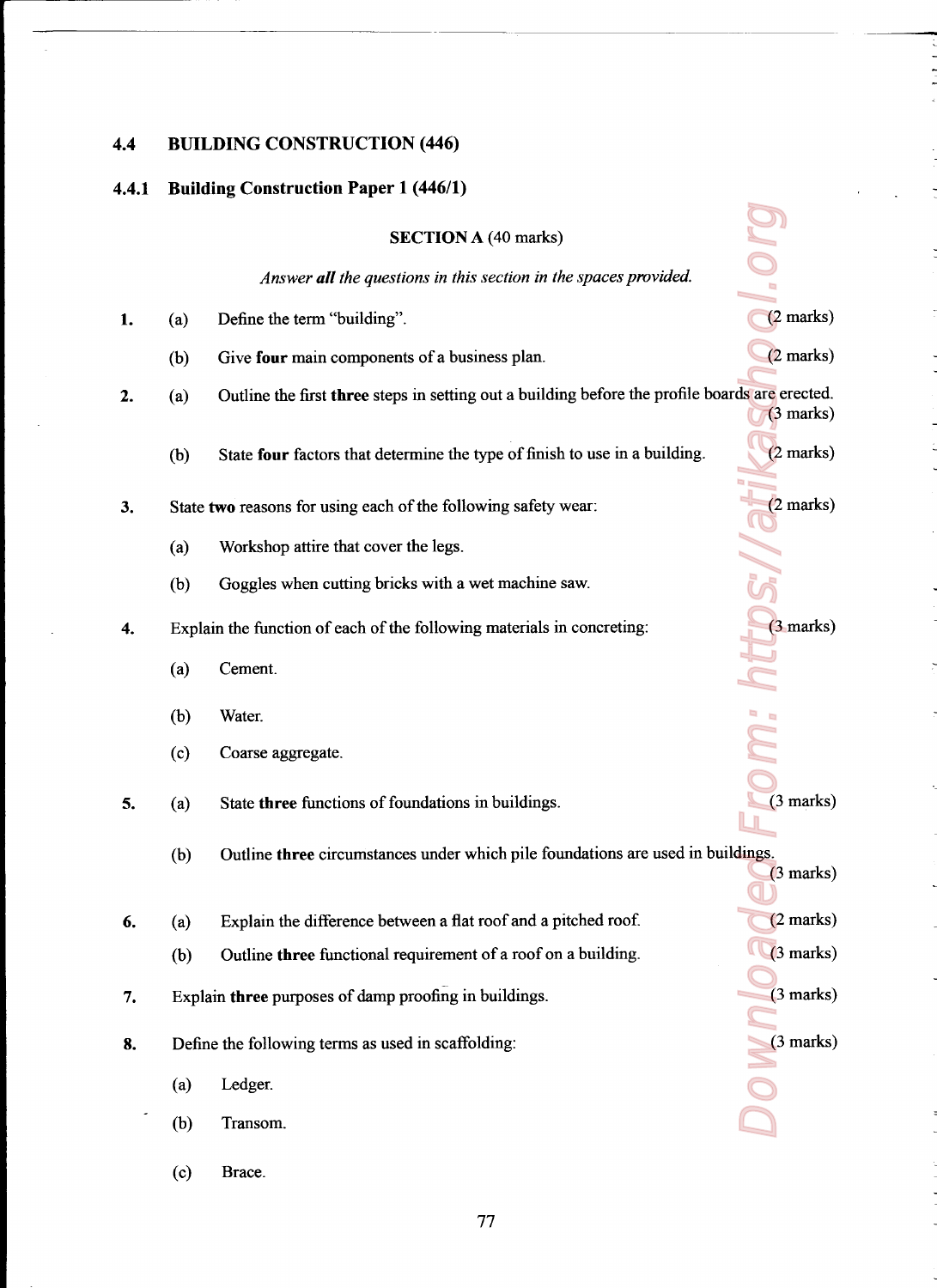## 4.4 BUILDING CONSTRUCTION (446)

### 4.4.1 Building Construction Paper 1 (446/1)

**SECTION A** (40 marks)

*Answer **all** the questions in this section in the spaces provided.*

**1.** (a) Define the term "building". (2 marks)

(b) Give **four** main components of a business plan. (2 marks)

**2.** (a) Outline the first **three** steps in setting out a building before the profile boards are erected. (3 marks)

(b) State **four** factors that determine the type of finish to use in a building. (2 marks)

**3.** State **two** reasons for using each of the following safety wear: (2 marks)

(a) Workshop attire that cover the legs.

(b) Goggles when cutting bricks with a wet machine saw.

**4.** Explain the function of each of the following materials in concreting: (3 marks)

(a) Cement.

(b) Water.

(c) Coarse aggregate.

**5.** (a) State **three** functions of foundations in buildings. (3 marks)

(b) Outline **three** circumstances under which pile foundations are used in buildings. (3 marks)

**6.** (a) Explain the difference between a flat roof and a pitched roof. (2 marks)

(b) Outline **three** functional requirement of a roof on a building. (3 marks)

**7.** Explain **three** purposes of damp proofing in buildings. (3 marks)

**8.** Define the following terms as used in scaffolding: (3 marks)

(a) Ledger.

(b) Transom.

(c) Brace.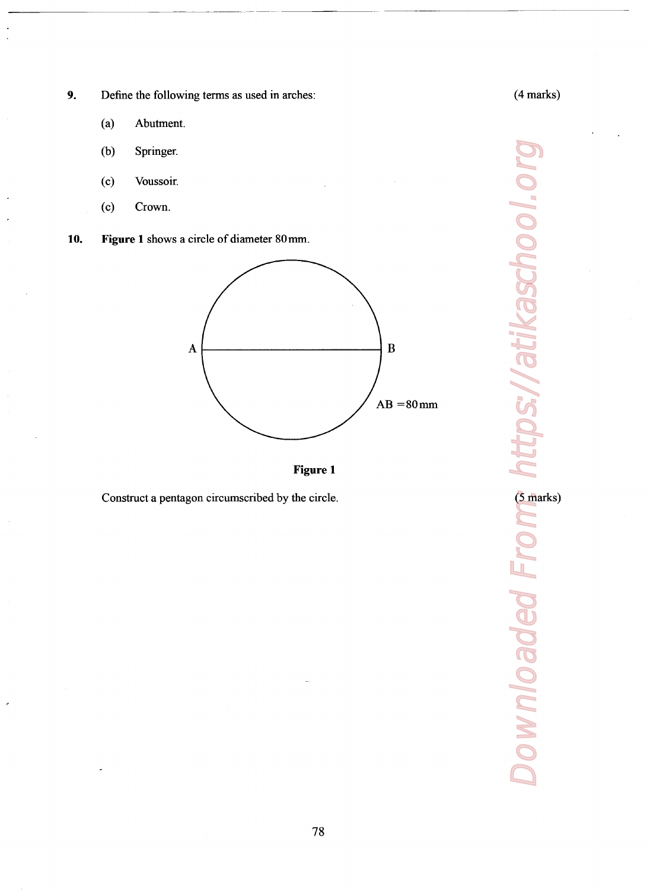9. Define the following terms as used in arches: (4 marks)

(a) Abutment.

(b) Springer.

(c) Voussoir.

(c) Crown.

10. **Figure 1** shows a circle of diameter 80 mm.

A B

AB = 80 mm

**Figure 1**

Construct a pentagon circumscribed by the circle. (5 marks)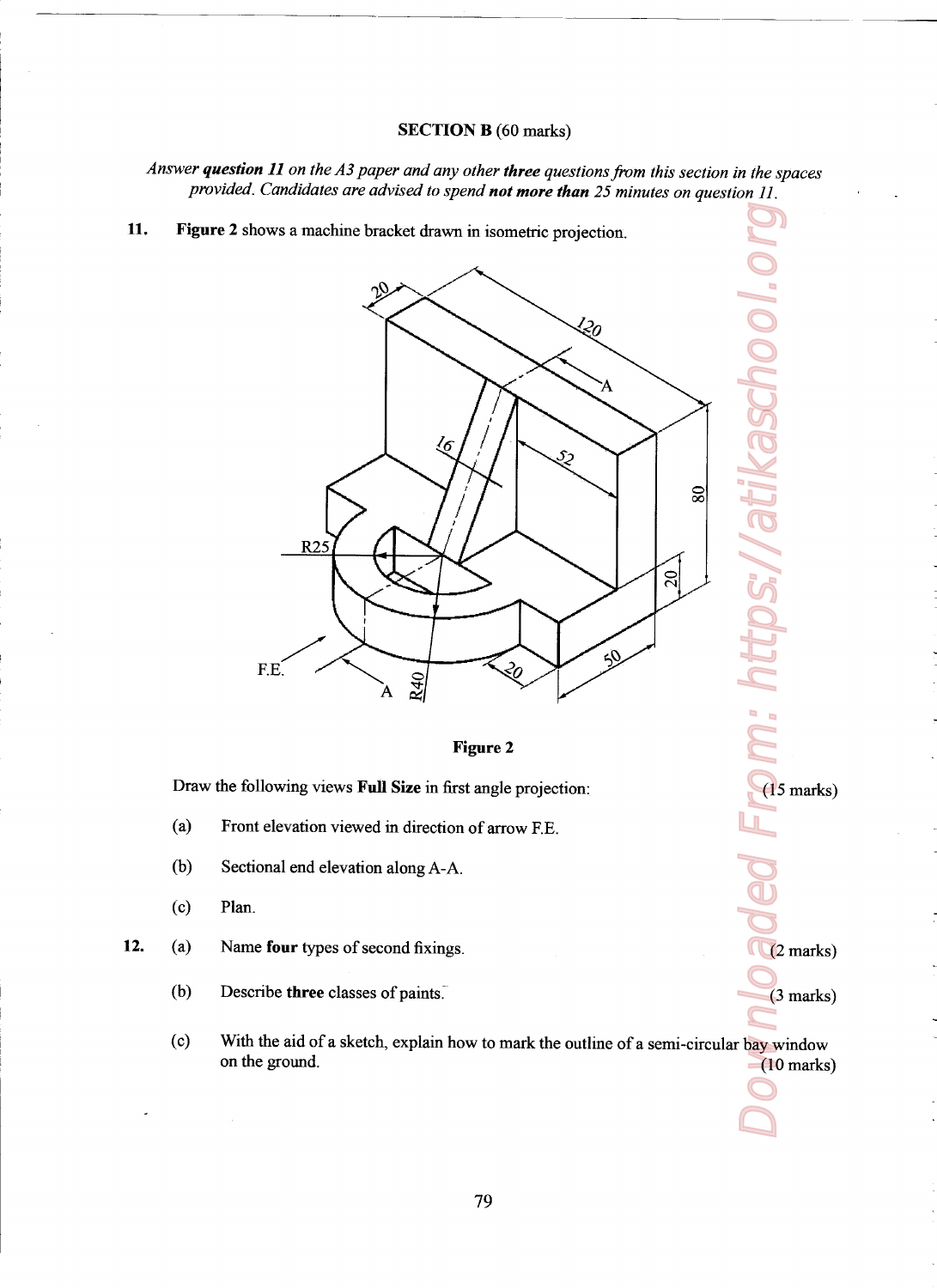## SECTION B (60 marks)

*Answer **question 11** on the A3 paper and any other **three** questions from this section in the spaces provided. Candidates are advised to spend **not more than** 25 minutes on question 11.*

**11.** **Figure 2** shows a machine bracket drawn in isometric projection.

**Figure 2**

Draw the following views **Full Size** in first angle projection: (15 marks)

(a) Front elevation viewed in direction of arrow F.E.

(b) Sectional end elevation along A-A.

(c) Plan.

**12.** (a) Name **four** types of second fixings. (2 marks)

(b) Describe **three** classes of paints. (3 marks)

(c) With the aid of a sketch, explain how to mark the outline of a semi-circular bay window on the ground. (10 marks)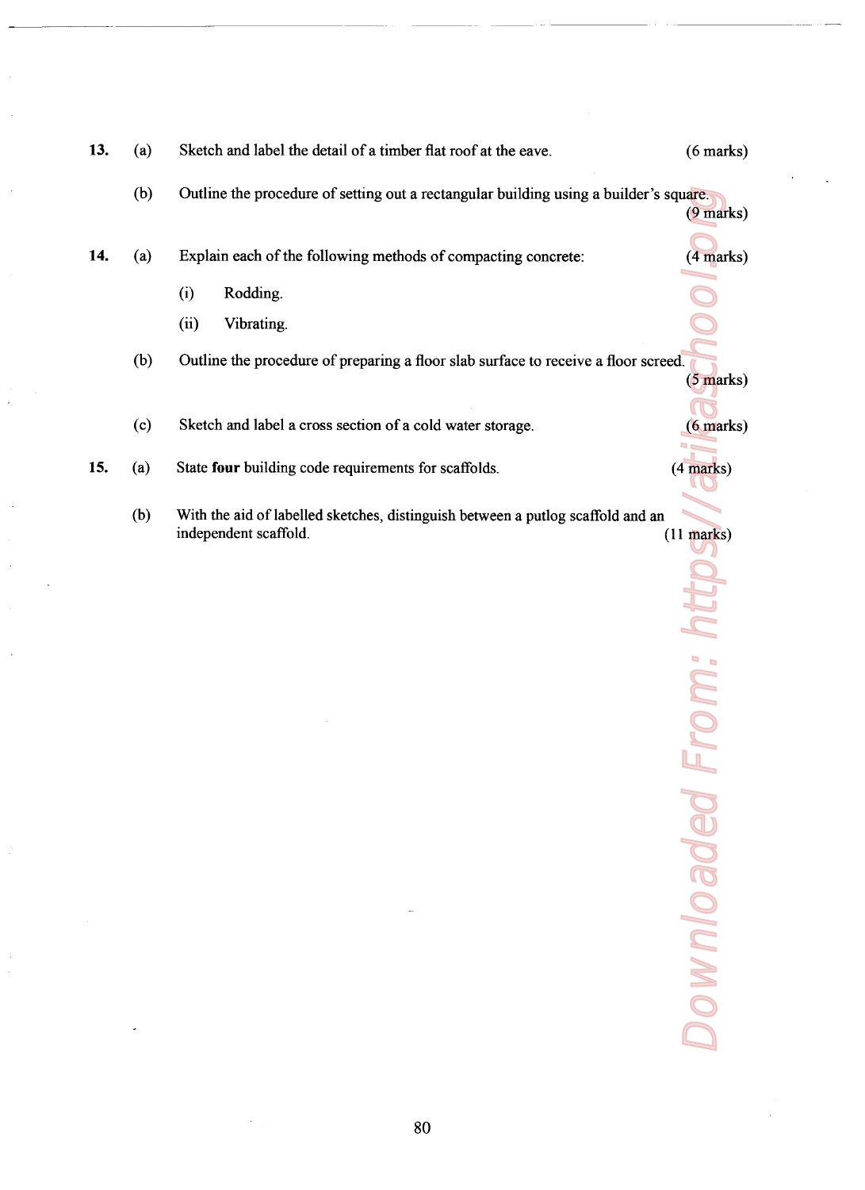13. (a) Sketch and label the detail of a timber flat roof at the eave. (6 marks)

(b) Outline the procedure of setting out a rectangular building using a builder's square. (9 marks)

14. (a) Explain each of the following methods of compacting concrete: (4 marks)

(i) Rodding.

(ii) Vibrating.

(b) Outline the procedure of preparing a floor slab surface to receive a floor screed. (5 marks)

(c) Sketch and label a cross section of a cold water storage. (6 marks)

15. (a) State **four** building code requirements for scaffolds. (4 marks)

(b) With the aid of labelled sketches, distinguish between a putlog scaffold and an independent scaffold. (11 marks)